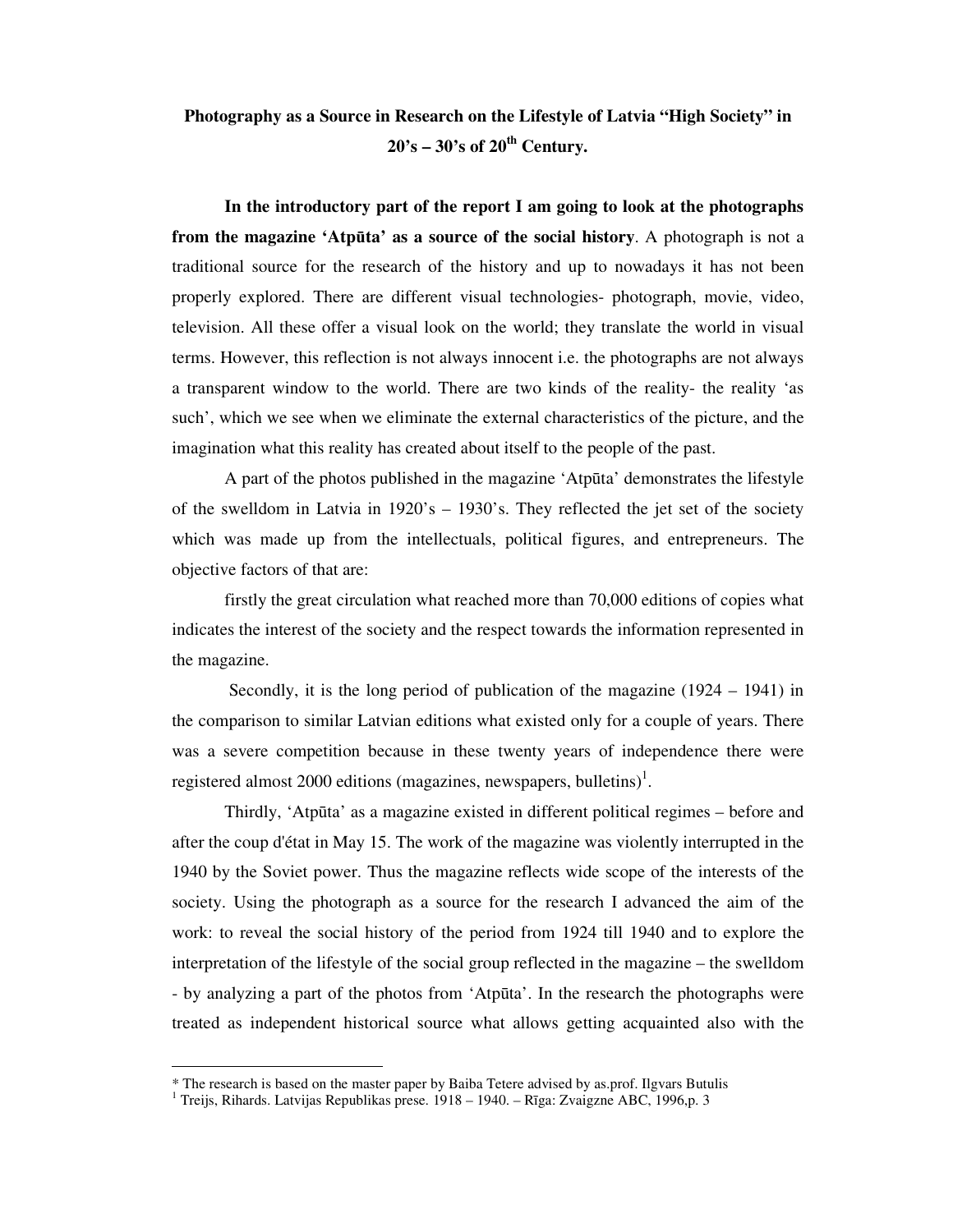# Photography as a Source in Research on the Lifestyle of Latvia "High Society" in 20's – 30's of 20th Century.

**In the introductory part of the report I am going to look at the photographs from the magazine 'Atpūta' as a source of the social history**. A photograph is not a traditional source for the research of the history and up to nowadays it has not been properly explored. There are different visual technologies- photograph, movie, video, television. All these offer a visual look on the world; they translate the world in visual terms. However, this reflection is not always innocent i.e. the photographs are not always a transparent window to the world. There are two kinds of the reality- the reality 'as such', which we see when we eliminate the external characteristics of the picture, and the imagination what this reality has created about itself to the people of the past.

A part of the photos published in the magazine 'Atpūta' demonstrates the lifestyle of the swelldom in Latvia in 1920's – 1930's. They reflected the jet set of the society which was made up from the intellectuals, political figures, and entrepreneurs. The objective factors of that are:

firstly the great circulation what reached more than 70,000 editions of copies what indicates the interest of the society and the respect towards the information represented in the magazine.

Secondly, it is the long period of publication of the magazine (1924 – 1941) in the comparison to similar Latvian editions what existed only for a couple of years. There was a severe competition because in these twenty years of independence there were registered almost 2000 editions (magazines, newspapers, bulletins)[1].

Thirdly, 'Atpūta' as a magazine existed in different political regimes – before and after the coup d'état in May 15. The work of the magazine was violently interrupted in the 1940 by the Soviet power. Thus the magazine reflects wide scope of the interests of the society. Using the photograph as a source for the research I advanced the aim of the work: to reveal the social history of the period from 1924 till 1940 and to explore the interpretation of the lifestyle of the social group reflected in the magazine – the swelldom - by analyzing a part of the photos from 'Atpūta'. In the research the photographs were treated as independent historical source what allows getting acquainted also with the

---

* The research is based on the master paper by Baiba Tetere advised by as.prof. Ilgvars Butulis

[1] Treijs, Rihards. Latvijas Republikas prese. 1918 – 1940. – Rīga: Zvaigzne ABC, 1996,p. 3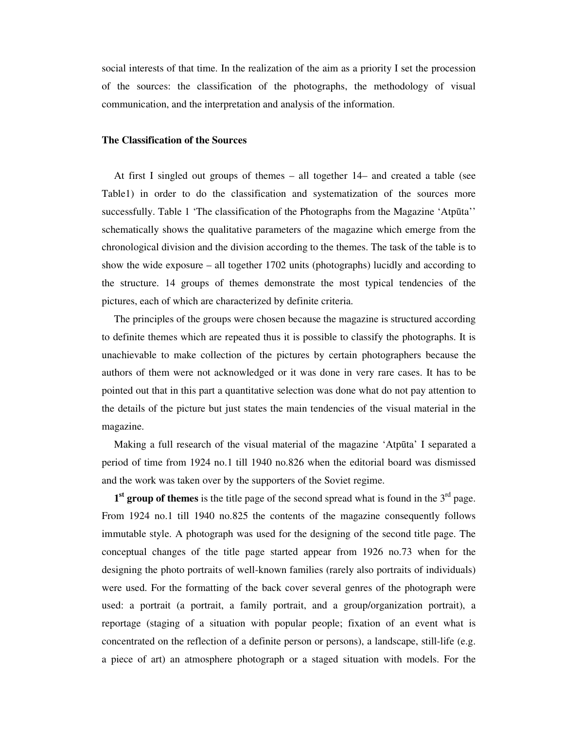social interests of that time. In the realization of the aim as a priority I set the procession of the sources: the classification of the photographs, the methodology of visual communication, and the interpretation and analysis of the information.

### The Classification of the Sources

At first I singled out groups of themes – all together 14– and created a table (see Table1) in order to do the classification and systematization of the sources more successfully. Table 1 'The classification of the Photographs from the Magazine 'Atpūta'' schematically shows the qualitative parameters of the magazine which emerge from the chronological division and the division according to the themes. The task of the table is to show the wide exposure – all together 1702 units (photographs) lucidly and according to the structure. 14 groups of themes demonstrate the most typical tendencies of the pictures, each of which are characterized by definite criteria.

The principles of the groups were chosen because the magazine is structured according to definite themes which are repeated thus it is possible to classify the photographs. It is unachievable to make collection of the pictures by certain photographers because the authors of them were not acknowledged or it was done in very rare cases. It has to be pointed out that in this part a quantitative selection was done what do not pay attention to the details of the picture but just states the main tendencies of the visual material in the magazine.

Making a full research of the visual material of the magazine 'Atpūta' I separated a period of time from 1924 no.1 till 1940 no.826 when the editorial board was dismissed and the work was taken over by the supporters of the Soviet regime.

**1st group of themes** is the title page of the second spread what is found in the 3rd page. From 1924 no.1 till 1940 no.825 the contents of the magazine consequently follows immutable style. A photograph was used for the designing of the second title page. The conceptual changes of the title page started appear from 1926 no.73 when for the designing the photo portraits of well-known families (rarely also portraits of individuals) were used. For the formatting of the back cover several genres of the photograph were used: a portrait (a portrait, a family portrait, and a group/organization portrait), a reportage (staging of a situation with popular people; fixation of an event what is concentrated on the reflection of a definite person or persons), a landscape, still-life (e.g. a piece of art) an atmosphere photograph or a staged situation with models. For the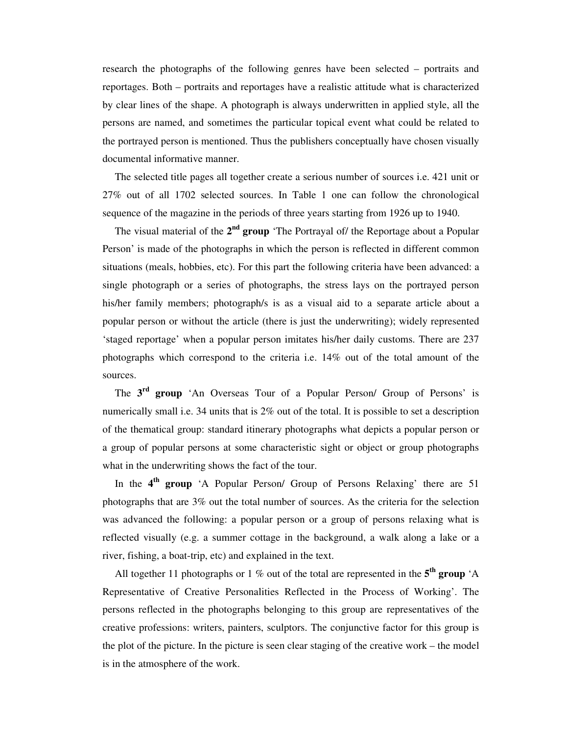research the photographs of the following genres have been selected – portraits and reportages. Both – portraits and reportages have a realistic attitude what is characterized by clear lines of the shape. A photograph is always underwritten in applied style, all the persons are named, and sometimes the particular topical event what could be related to the portrayed person is mentioned. Thus the publishers conceptually have chosen visually documental informative manner.

The selected title pages all together create a serious number of sources i.e. 421 unit or 27% out of all 1702 selected sources. In Table 1 one can follow the chronological sequence of the magazine in the periods of three years starting from 1926 up to 1940.

The visual material of the **2nd group** 'The Portrayal of/ the Reportage about a Popular Person' is made of the photographs in which the person is reflected in different common situations (meals, hobbies, etc). For this part the following criteria have been advanced: a single photograph or a series of photographs, the stress lays on the portrayed person his/her family members; photograph/s is as a visual aid to a separate article about a popular person or without the article (there is just the underwriting); widely represented 'staged reportage' when a popular person imitates his/her daily customs. There are 237 photographs which correspond to the criteria i.e. 14% out of the total amount of the sources.

The **3rd group** 'An Overseas Tour of a Popular Person/ Group of Persons' is numerically small i.e. 34 units that is 2% out of the total. It is possible to set a description of the thematical group: standard itinerary photographs what depicts a popular person or a group of popular persons at some characteristic sight or object or group photographs what in the underwriting shows the fact of the tour.

In the **4th group** 'A Popular Person/ Group of Persons Relaxing' there are 51 photographs that are 3% out the total number of sources. As the criteria for the selection was advanced the following: a popular person or a group of persons relaxing what is reflected visually (e.g. a summer cottage in the background, a walk along a lake or a river, fishing, a boat-trip, etc) and explained in the text.

All together 11 photographs or 1 % out of the total are represented in the **5th group** 'A Representative of Creative Personalities Reflected in the Process of Working'. The persons reflected in the photographs belonging to this group are representatives of the creative professions: writers, painters, sculptors. The conjunctive factor for this group is the plot of the picture. In the picture is seen clear staging of the creative work – the model is in the atmosphere of the work.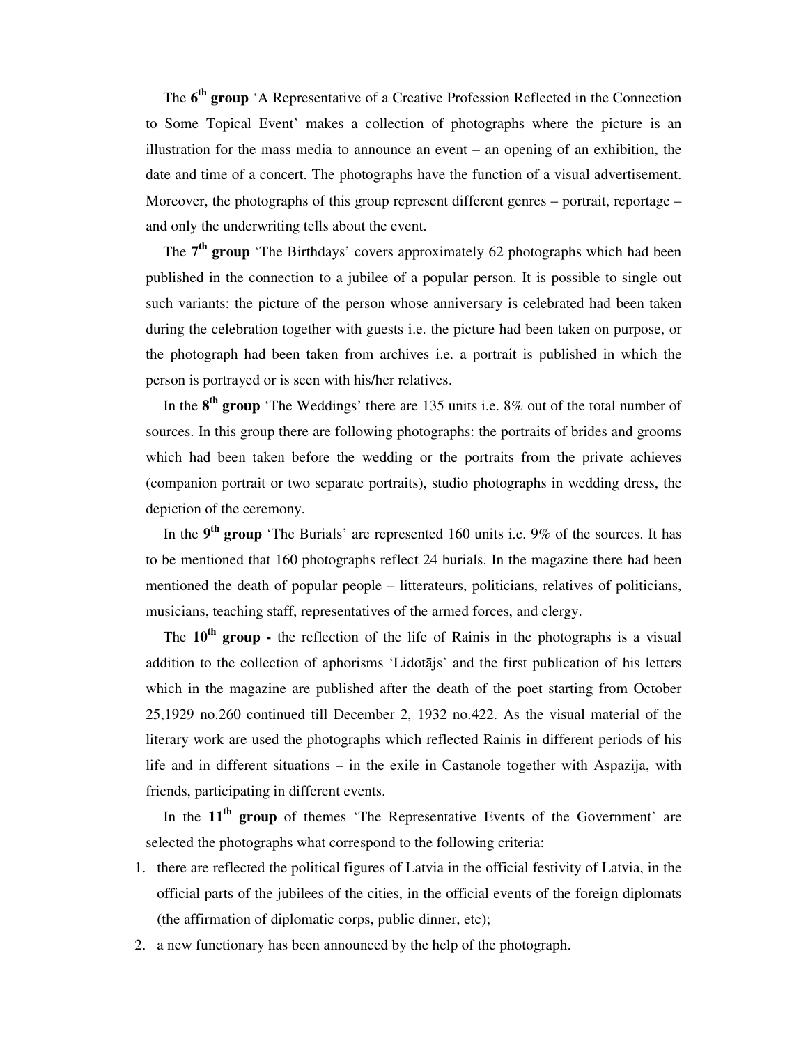The **6th group** 'A Representative of a Creative Profession Reflected in the Connection to Some Topical Event' makes a collection of photographs where the picture is an illustration for the mass media to announce an event – an opening of an exhibition, the date and time of a concert. The photographs have the function of a visual advertisement. Moreover, the photographs of this group represent different genres – portrait, reportage – and only the underwriting tells about the event.

The **7th group** 'The Birthdays' covers approximately 62 photographs which had been published in the connection to a jubilee of a popular person. It is possible to single out such variants: the picture of the person whose anniversary is celebrated had been taken during the celebration together with guests i.e. the picture had been taken on purpose, or the photograph had been taken from archives i.e. a portrait is published in which the person is portrayed or is seen with his/her relatives.

In the **8th group** 'The Weddings' there are 135 units i.e. 8% out of the total number of sources. In this group there are following photographs: the portraits of brides and grooms which had been taken before the wedding or the portraits from the private achieves (companion portrait or two separate portraits), studio photographs in wedding dress, the depiction of the ceremony.

In the **9th group** 'The Burials' are represented 160 units i.e. 9% of the sources. It has to be mentioned that 160 photographs reflect 24 burials. In the magazine there had been mentioned the death of popular people – litterateurs, politicians, relatives of politicians, musicians, teaching staff, representatives of the armed forces, and clergy.

The **10th group -** the reflection of the life of Rainis in the photographs is a visual addition to the collection of aphorisms 'Lidotājs' and the first publication of his letters which in the magazine are published after the death of the poet starting from October 25,1929 no.260 continued till December 2, 1932 no.422. As the visual material of the literary work are used the photographs which reflected Rainis in different periods of his life and in different situations – in the exile in Castanole together with Aspazija, with friends, participating in different events.

In the **11th group** of themes 'The Representative Events of the Government' are selected the photographs what correspond to the following criteria:

1. there are reflected the political figures of Latvia in the official festivity of Latvia, in the official parts of the jubilees of the cities, in the official events of the foreign diplomats (the affirmation of diplomatic corps, public dinner, etc);
2. a new functionary has been announced by the help of the photograph.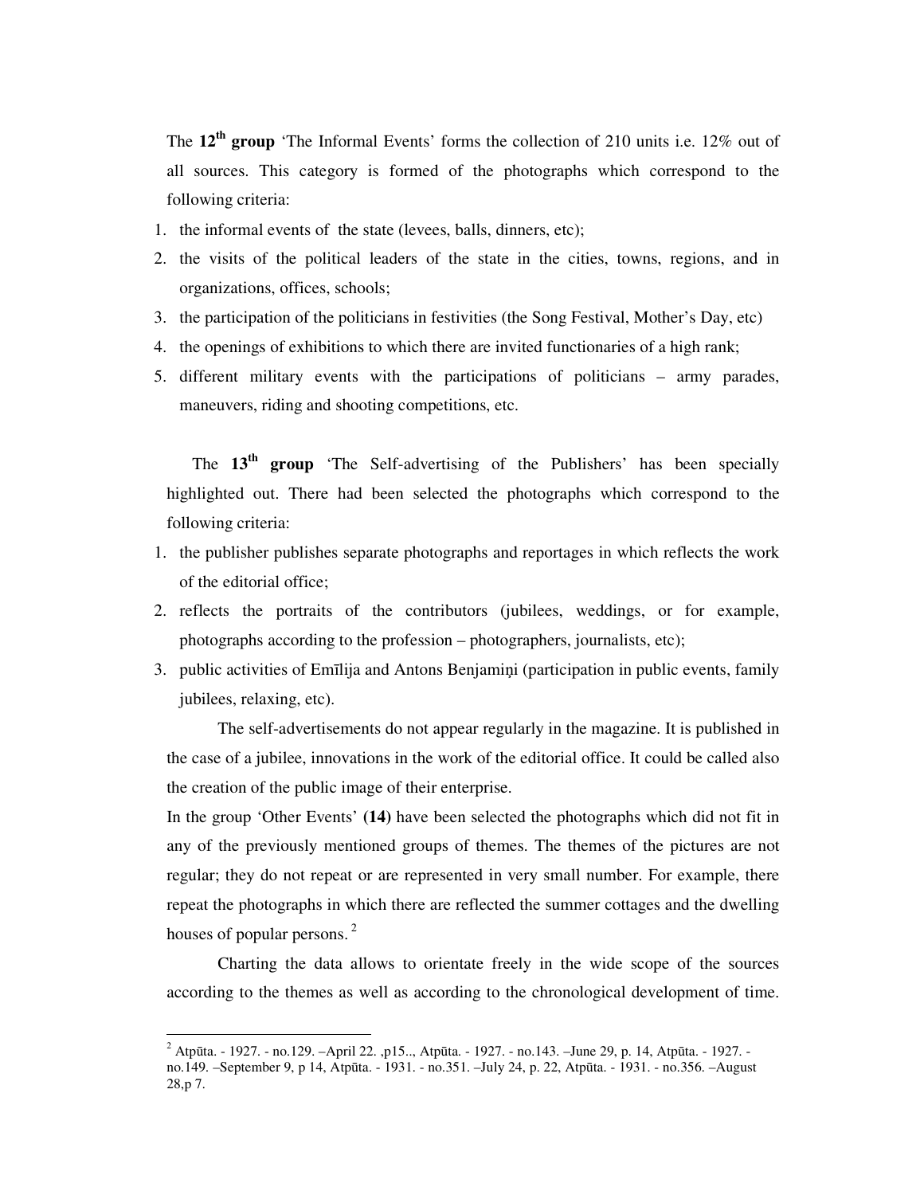The **12th group** 'The Informal Events' forms the collection of 210 units i.e. 12% out of all sources. This category is formed of the photographs which correspond to the following criteria:

1. the informal events of the state (levees, balls, dinners, etc);
2. the visits of the political leaders of the state in the cities, towns, regions, and in organizations, offices, schools;
3. the participation of the politicians in festivities (the Song Festival, Mother's Day, etc)
4. the openings of exhibitions to which there are invited functionaries of a high rank;
5. different military events with the participations of politicians – army parades, maneuvers, riding and shooting competitions, etc.

The **13th group** 'The Self-advertising of the Publishers' has been specially highlighted out. There had been selected the photographs which correspond to the following criteria:

1. the publisher publishes separate photographs and reportages in which reflects the work of the editorial office;
2. reflects the portraits of the contributors (jubilees, weddings, or for example, photographs according to the profession – photographers, journalists, etc);
3. public activities of Emīlija and Antons Benjamiņi (participation in public events, family jubilees, relaxing, etc).

The self-advertisements do not appear regularly in the magazine. It is published in the case of a jubilee, innovations in the work of the editorial office. It could be called also the creation of the public image of their enterprise.

In the group 'Other Events' **(14)** have been selected the photographs which did not fit in any of the previously mentioned groups of themes. The themes of the pictures are not regular; they do not repeat or are represented in very small number. For example, there repeat the photographs in which there are reflected the summer cottages and the dwelling houses of popular persons. [2]

Charting the data allows to orientate freely in the wide scope of the sources according to the themes as well as according to the chronological development of time.

---

[2] Atpūta. - 1927. - no.129. –April 22. ,p15.., Atpūta. - 1927. - no.143. –June 29, p. 14, Atpūta. - 1927. - no.149. –September 9, p 14, Atpūta. - 1931. - no.351. –July 24, p. 22, Atpūta. - 1931. - no.356. –August 28,p 7.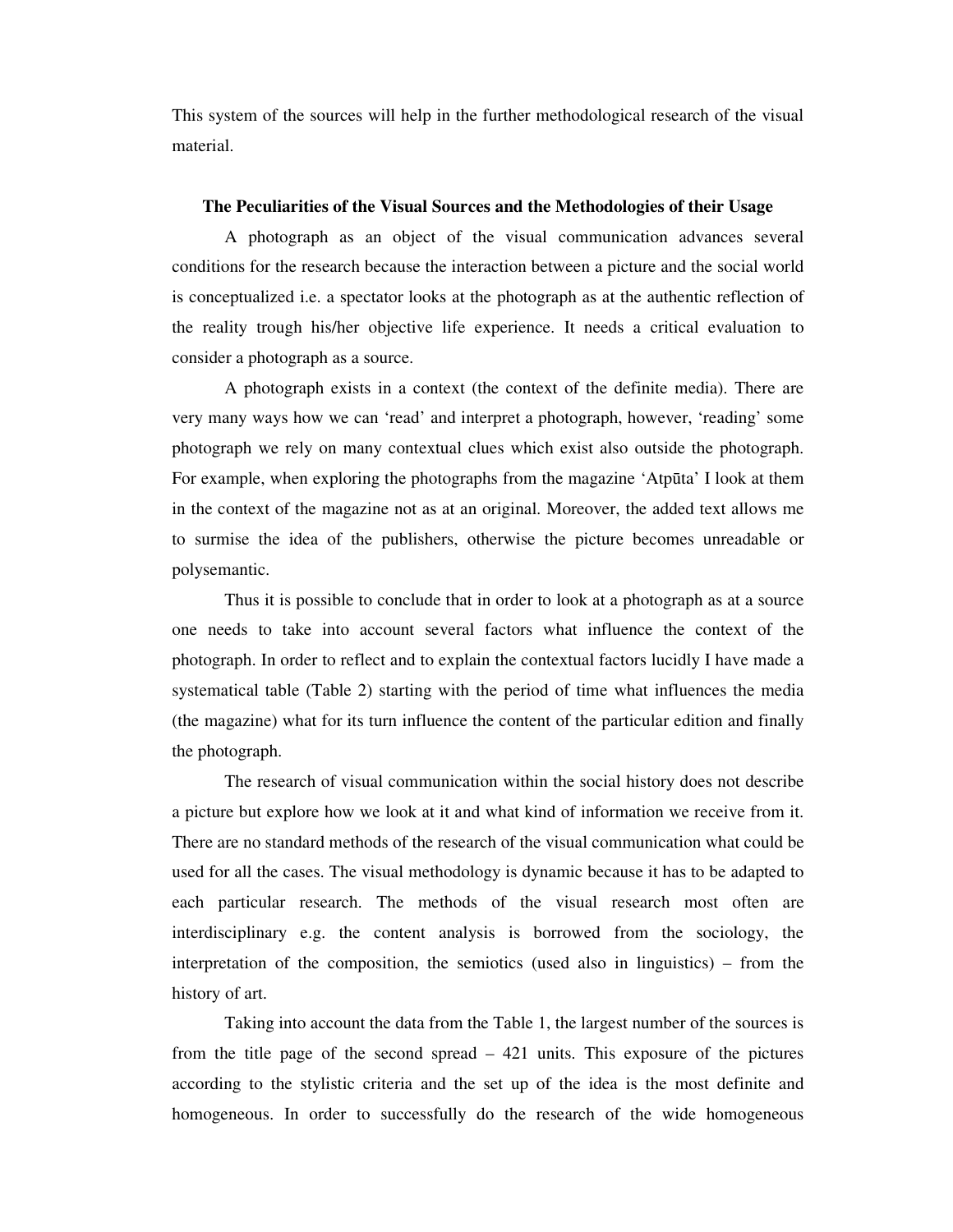This system of the sources will help in the further methodological research of the visual material.

### The Peculiarities of the Visual Sources and the Methodologies of their Usage

A photograph as an object of the visual communication advances several conditions for the research because the interaction between a picture and the social world is conceptualized i.e. a spectator looks at the photograph as at the authentic reflection of the reality trough his/her objective life experience. It needs a critical evaluation to consider a photograph as a source.

A photograph exists in a context (the context of the definite media). There are very many ways how we can 'read' and interpret a photograph, however, 'reading' some photograph we rely on many contextual clues which exist also outside the photograph. For example, when exploring the photographs from the magazine 'Atpūta' I look at them in the context of the magazine not as at an original. Moreover, the added text allows me to surmise the idea of the publishers, otherwise the picture becomes unreadable or polysemantic.

Thus it is possible to conclude that in order to look at a photograph as at a source one needs to take into account several factors what influence the context of the photograph. In order to reflect and to explain the contextual factors lucidly I have made a systematical table (Table 2) starting with the period of time what influences the media (the magazine) what for its turn influence the content of the particular edition and finally the photograph.

The research of visual communication within the social history does not describe a picture but explore how we look at it and what kind of information we receive from it. There are no standard methods of the research of the visual communication what could be used for all the cases. The visual methodology is dynamic because it has to be adapted to each particular research. The methods of the visual research most often are interdisciplinary e.g. the content analysis is borrowed from the sociology, the interpretation of the composition, the semiotics (used also in linguistics) – from the history of art.

Taking into account the data from the Table 1, the largest number of the sources is from the title page of the second spread – 421 units. This exposure of the pictures according to the stylistic criteria and the set up of the idea is the most definite and homogeneous. In order to successfully do the research of the wide homogeneous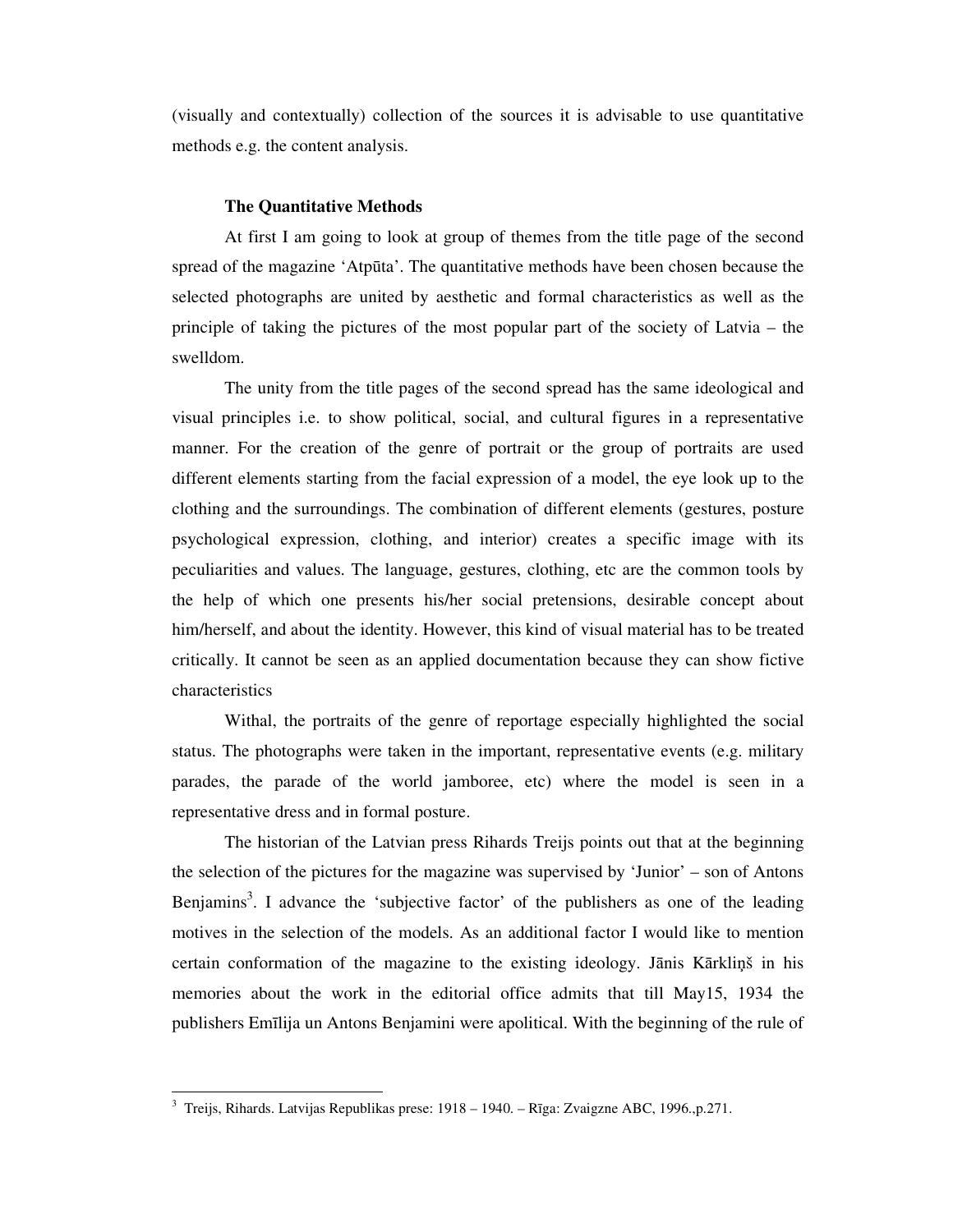(visually and contextually) collection of the sources it is advisable to use quantitative methods e.g. the content analysis.

### The Quantitative Methods

At first I am going to look at group of themes from the title page of the second spread of the magazine 'Atpūta'. The quantitative methods have been chosen because the selected photographs are united by aesthetic and formal characteristics as well as the principle of taking the pictures of the most popular part of the society of Latvia – the swelldom.

The unity from the title pages of the second spread has the same ideological and visual principles i.e. to show political, social, and cultural figures in a representative manner. For the creation of the genre of portrait or the group of portraits are used different elements starting from the facial expression of a model, the eye look up to the clothing and the surroundings. The combination of different elements (gestures, posture psychological expression, clothing, and interior) creates a specific image with its peculiarities and values. The language, gestures, clothing, etc are the common tools by the help of which one presents his/her social pretensions, desirable concept about him/herself, and about the identity. However, this kind of visual material has to be treated critically. It cannot be seen as an applied documentation because they can show fictive characteristics

Withal, the portraits of the genre of reportage especially highlighted the social status. The photographs were taken in the important, representative events (e.g. military parades, the parade of the world jamboree, etc) where the model is seen in a representative dress and in formal posture.

The historian of the Latvian press Rihards Treijs points out that at the beginning the selection of the pictures for the magazine was supervised by 'Junior' – son of Antons Benjamins[3]. I advance the 'subjective factor' of the publishers as one of the leading motives in the selection of the models. As an additional factor I would like to mention certain conformation of the magazine to the existing ideology. Jānis Kārkliņš in his memories about the work in the editorial office admits that till May15, 1934 the publishers Emīlija un Antons Benjamini were apolitical. With the beginning of the rule of

---

[3] Treijs, Rihards. Latvijas Republikas prese: 1918 – 1940. – Rīga: Zvaigzne ABC, 1996.,p.271.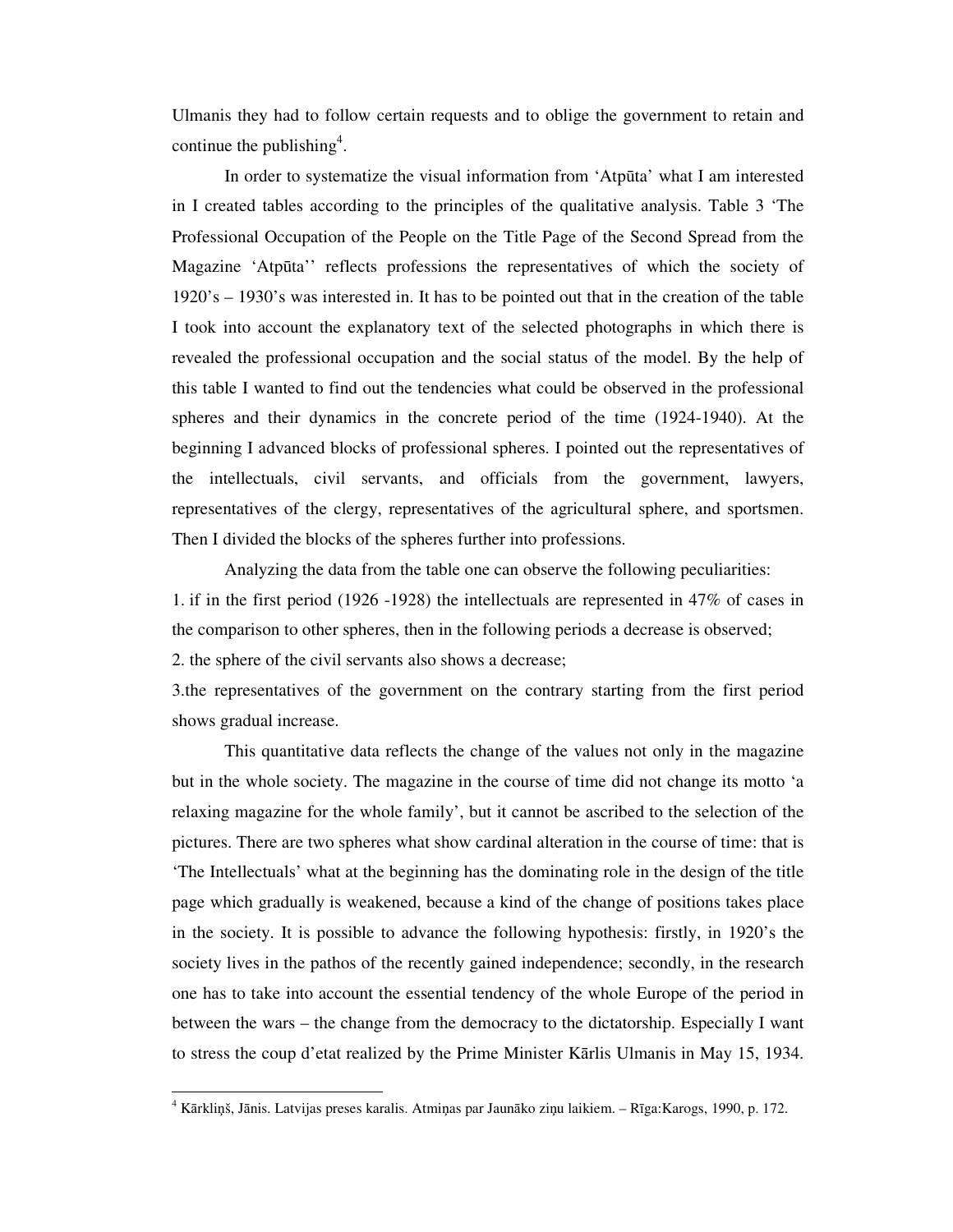Ulmanis they had to follow certain requests and to oblige the government to retain and continue the publishing[4].

In order to systematize the visual information from 'Atpūta' what I am interested in I created tables according to the principles of the qualitative analysis. Table 3 'The Professional Occupation of the People on the Title Page of the Second Spread from the Magazine 'Atpūta'' reflects professions the representatives of which the society of 1920's – 1930's was interested in. It has to be pointed out that in the creation of the table I took into account the explanatory text of the selected photographs in which there is revealed the professional occupation and the social status of the model. By the help of this table I wanted to find out the tendencies what could be observed in the professional spheres and their dynamics in the concrete period of the time (1924-1940). At the beginning I advanced blocks of professional spheres. I pointed out the representatives of the intellectuals, civil servants, and officials from the government, lawyers, representatives of the clergy, representatives of the agricultural sphere, and sportsmen. Then I divided the blocks of the spheres further into professions.

Analyzing the data from the table one can observe the following peculiarities:

1. if in the first period (1926 -1928) the intellectuals are represented in 47% of cases in the comparison to other spheres, then in the following periods a decrease is observed;
2. the sphere of the civil servants also shows a decrease;
3. the representatives of the government on the contrary starting from the first period shows gradual increase.

This quantitative data reflects the change of the values not only in the magazine but in the whole society. The magazine in the course of time did not change its motto 'a relaxing magazine for the whole family', but it cannot be ascribed to the selection of the pictures. There are two spheres what show cardinal alteration in the course of time: that is 'The Intellectuals' what at the beginning has the dominating role in the design of the title page which gradually is weakened, because a kind of the change of positions takes place in the society. It is possible to advance the following hypothesis: firstly, in 1920's the society lives in the pathos of the recently gained independence; secondly, in the research one has to take into account the essential tendency of the whole Europe of the period in between the wars – the change from the democracy to the dictatorship. Especially I want to stress the coup d'etat realized by the Prime Minister Kārlis Ulmanis in May 15, 1934.

[4] Kārkliņš, Jānis. Latvijas preses karalis. Atmiņas par Jaunāko ziņu laikiem. – Rīga:Karogs, 1990, p. 172.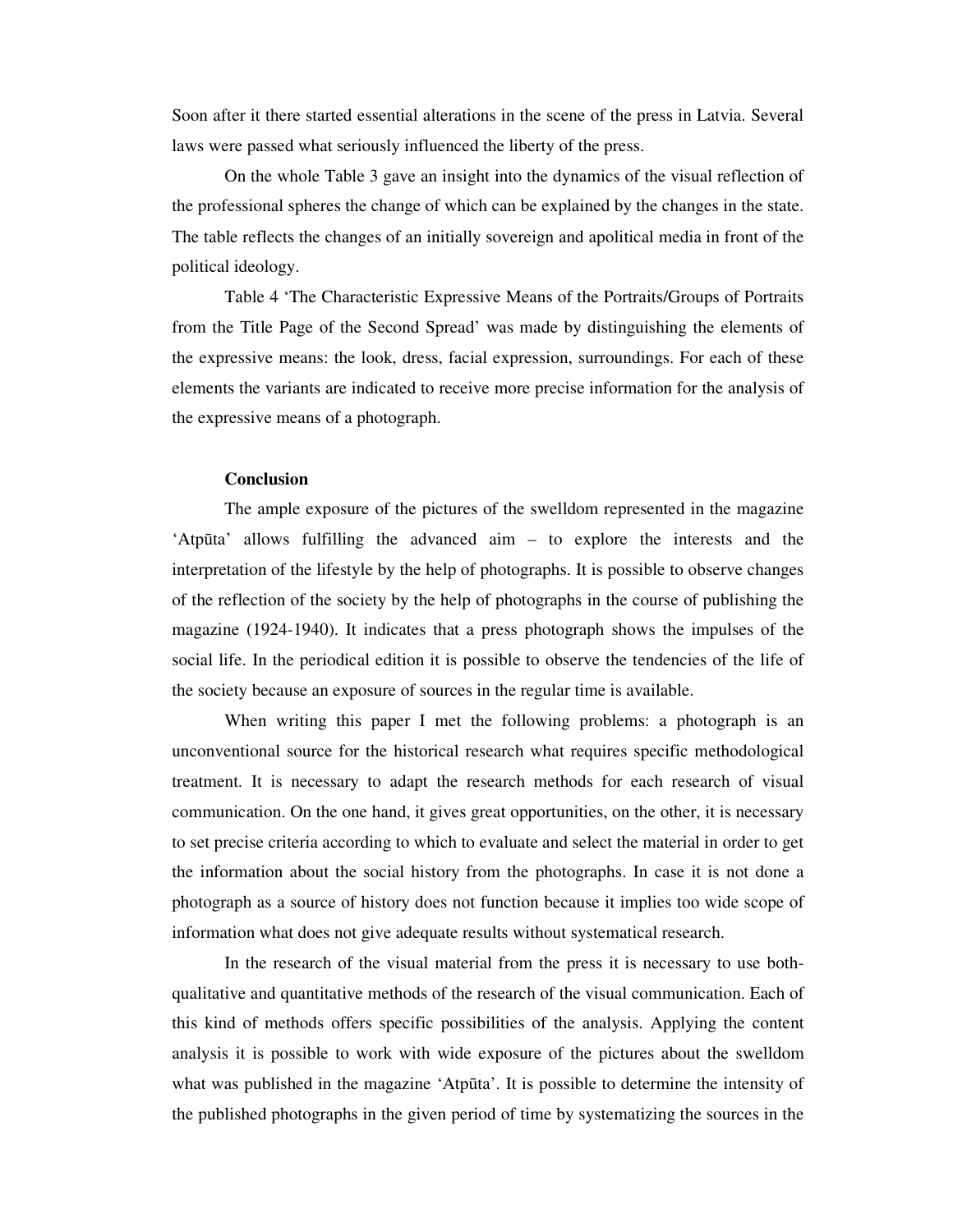Soon after it there started essential alterations in the scene of the press in Latvia. Several laws were passed what seriously influenced the liberty of the press.

On the whole Table 3 gave an insight into the dynamics of the visual reflection of the professional spheres the change of which can be explained by the changes in the state. The table reflects the changes of an initially sovereign and apolitical media in front of the political ideology.

Table 4 'The Characteristic Expressive Means of the Portraits/Groups of Portraits from the Title Page of the Second Spread' was made by distinguishing the elements of the expressive means: the look, dress, facial expression, surroundings. For each of these elements the variants are indicated to receive more precise information for the analysis of the expressive means of a photograph.

**Conclusion**

The ample exposure of the pictures of the swelldom represented in the magazine 'Atpūta' allows fulfilling the advanced aim – to explore the interests and the interpretation of the lifestyle by the help of photographs. It is possible to observe changes of the reflection of the society by the help of photographs in the course of publishing the magazine (1924-1940). It indicates that a press photograph shows the impulses of the social life. In the periodical edition it is possible to observe the tendencies of the life of the society because an exposure of sources in the regular time is available.

When writing this paper I met the following problems: a photograph is an unconventional source for the historical research what requires specific methodological treatment. It is necessary to adapt the research methods for each research of visual communication. On the one hand, it gives great opportunities, on the other, it is necessary to set precise criteria according to which to evaluate and select the material in order to get the information about the social history from the photographs. In case it is not done a photograph as a source of history does not function because it implies too wide scope of information what does not give adequate results without systematical research.

In the research of the visual material from the press it is necessary to use both- qualitative and quantitative methods of the research of the visual communication. Each of this kind of methods offers specific possibilities of the analysis. Applying the content analysis it is possible to work with wide exposure of the pictures about the swelldom what was published in the magazine 'Atpūta'. It is possible to determine the intensity of the published photographs in the given period of time by systematizing the sources in the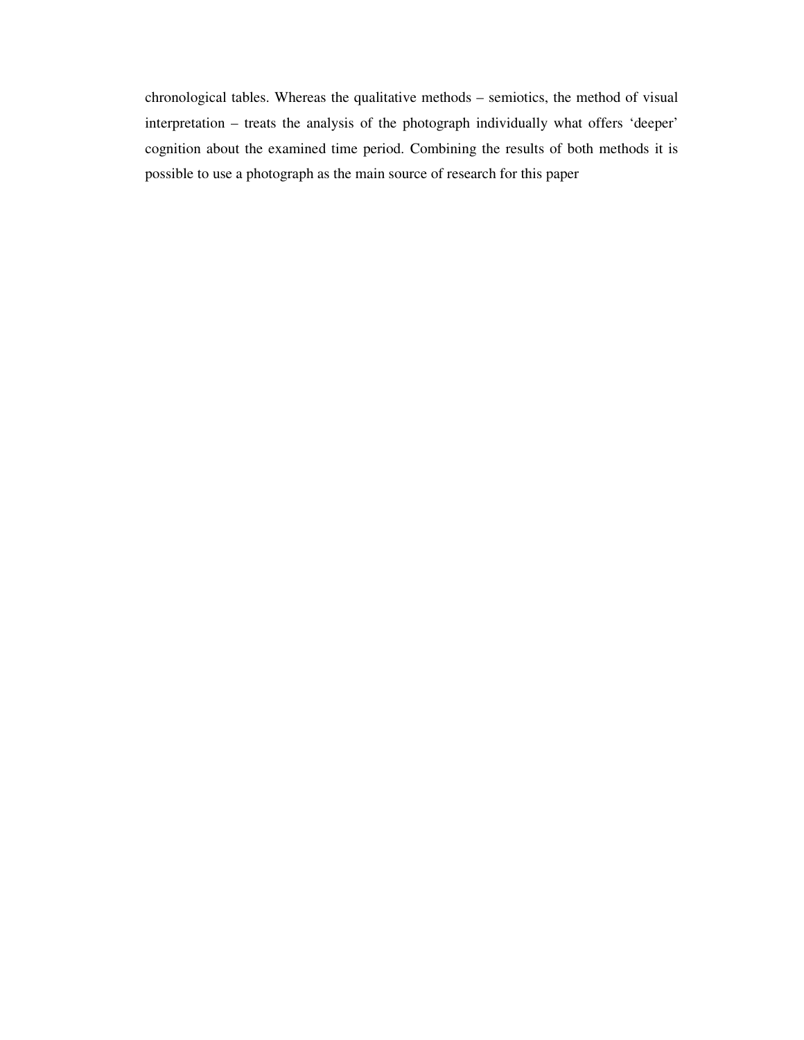chronological tables. Whereas the qualitative methods – semiotics, the method of visual interpretation – treats the analysis of the photograph individually what offers 'deeper' cognition about the examined time period. Combining the results of both methods it is possible to use a photograph as the main source of research for this paper